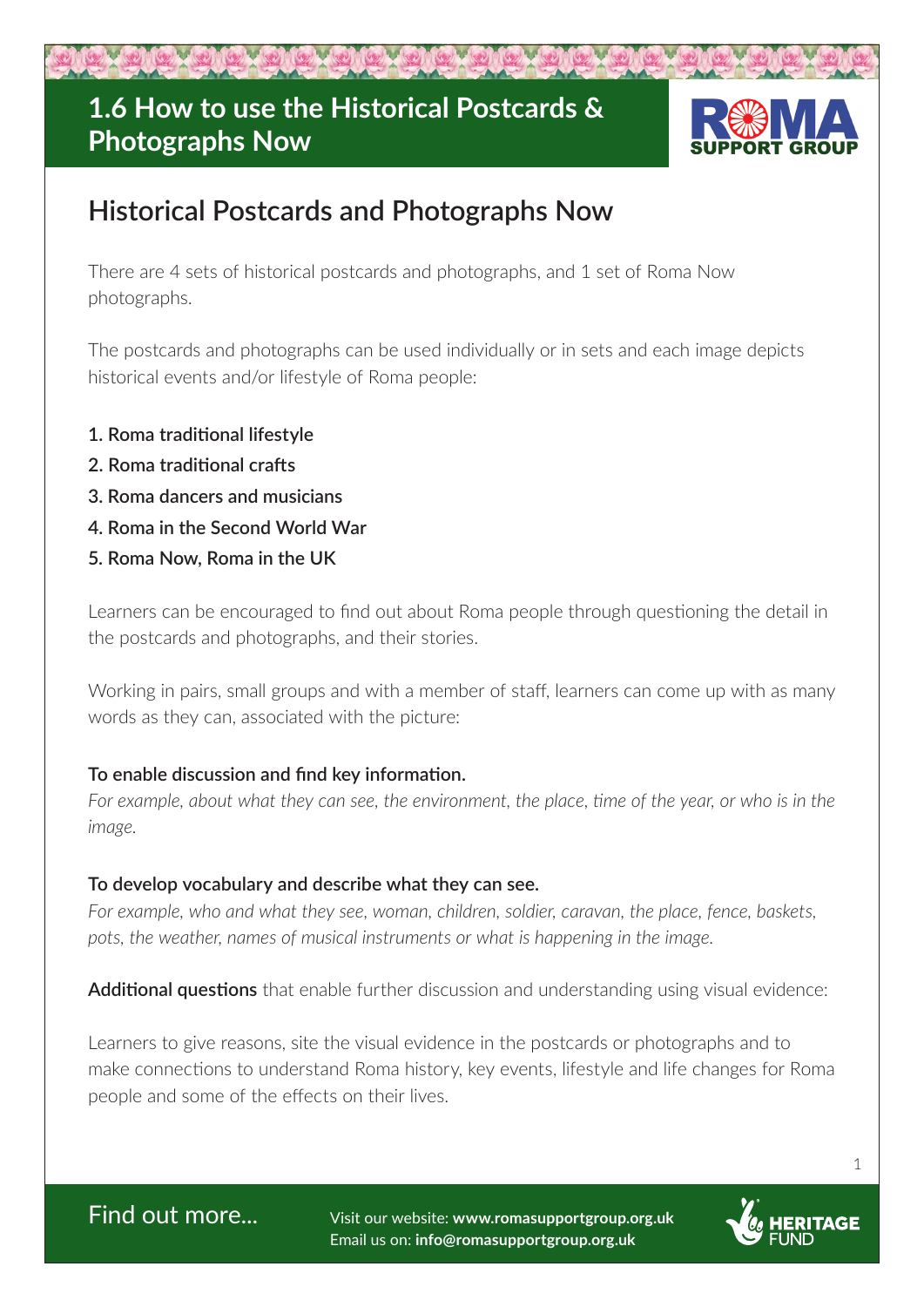# 1.6 How to use the Historical Postcards & Photographs Now

## Historical Postcards and Photographs Now

There are 4 sets of historical postcards and photographs, and 1 set of Roma Now photographs.

The postcards and photographs can be used individually or in sets and each image depicts historical events and/or lifestyle of Roma people:

1. **Roma traditional lifestyle**
2. **Roma traditional crafts**
3. **Roma dancers and musicians**
4. **Roma in the Second World War**
5. **Roma Now, Roma in the UK**

Learners can be encouraged to find out about Roma people through questioning the detail in the postcards and photographs, and their stories.

Working in pairs, small groups and with a member of staff, learners can come up with as many words as they can, associated with the picture:

**To enable discussion and find key information.**
*For example, about what they can see, the environment, the place, time of the year, or who is in the image.*

**To develop vocabulary and describe what they can see.**
*For example, who and what they see, woman, children, soldier, caravan, the place, fence, baskets, pots, the weather, names of musical instruments or what is happening in the image.*

**Additional questions** that enable further discussion and understanding using visual evidence:

Learners to give reasons, site the visual evidence in the postcards or photographs and to make connections to understand Roma history, key events, lifestyle and life changes for Roma people and some of the effects on their lives.

Find out more... Visit our website: **www.romasupportgroup.org.uk**
Email us on: **info@romasupportgroup.org.uk**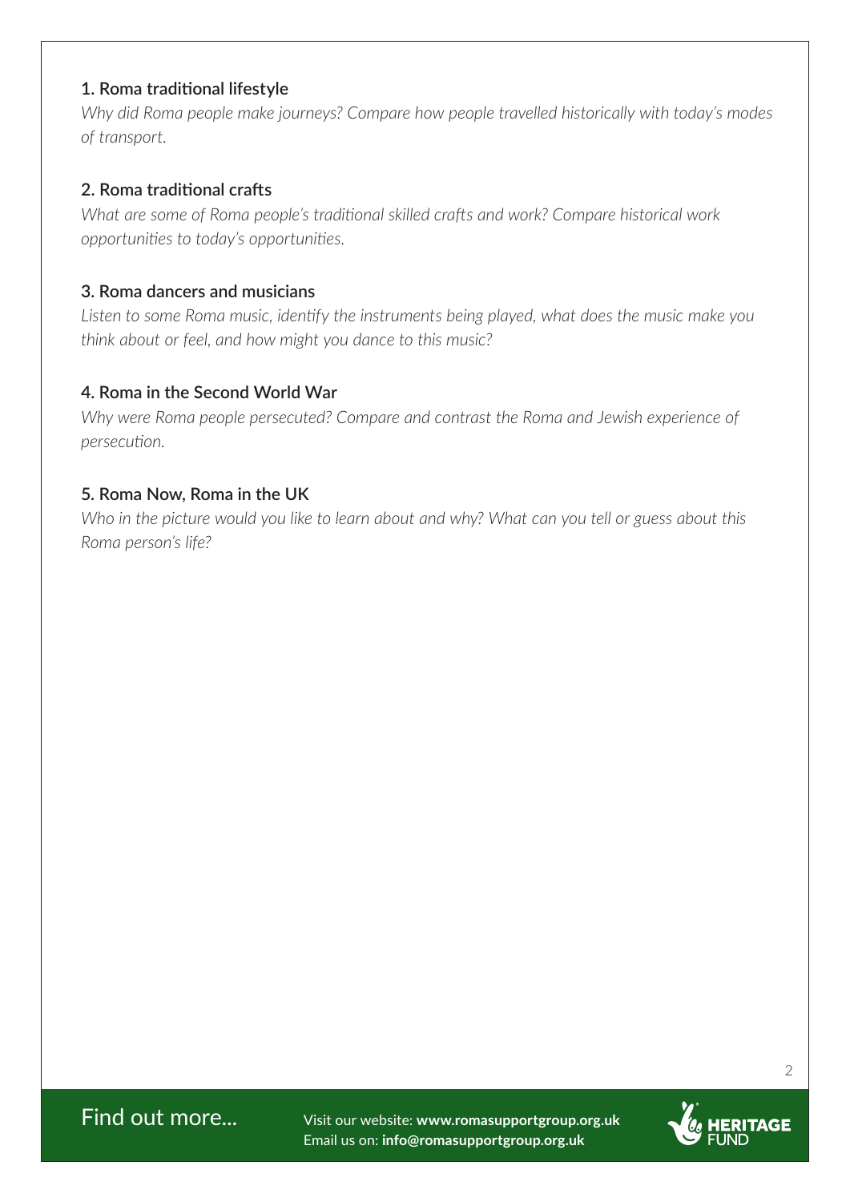### 1. Roma traditional lifestyle

*Why did Roma people make journeys? Compare how people travelled historically with today's modes of transport.*

### 2. Roma traditional crafts

*What are some of Roma people's traditional skilled crafts and work? Compare historical work opportunities to today's opportunities.*

### 3. Roma dancers and musicians

*Listen to some Roma music, identify the instruments being played, what does the music make you think about or feel, and how might you dance to this music?*

### 4. Roma in the Second World War

*Why were Roma people persecuted? Compare and contrast the Roma and Jewish experience of persecution.*

### 5. Roma Now, Roma in the UK

*Who in the picture would you like to learn about and why? What can you tell or guess about this Roma person's life?*

Find out more...

Visit our website: **www.romasupportgroup.org.uk**
Email us on: **info@romasupportgroup.org.uk**

HERITAGE FUND